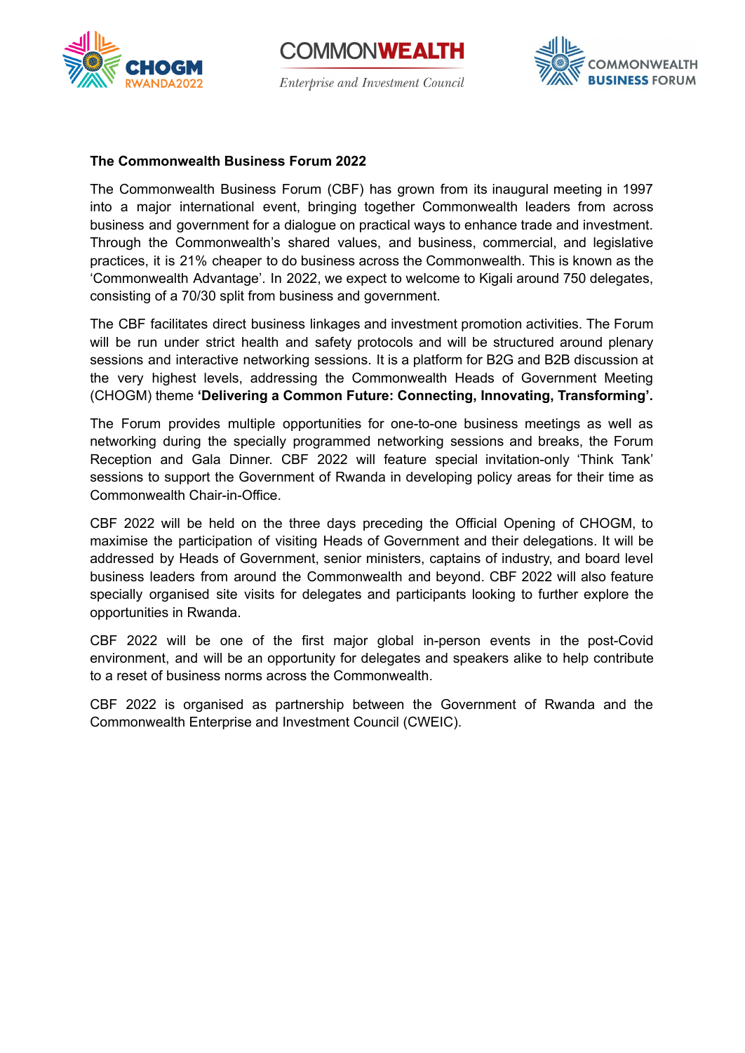## The Commonwealth Business Forum 2022

The Commonwealth Business Forum (CBF) has grown from its inaugural meeting in 1997 into a major international event, bringing together Commonwealth leaders from across business and government for a dialogue on practical ways to enhance trade and investment. Through the Commonwealth's shared values, and business, commercial, and legislative practices, it is 21% cheaper to do business across the Commonwealth. This is known as the 'Commonwealth Advantage'. In 2022, we expect to welcome to Kigali around 750 delegates, consisting of a 70/30 split from business and government.

The CBF facilitates direct business linkages and investment promotion activities. The Forum will be run under strict health and safety protocols and will be structured around plenary sessions and interactive networking sessions. It is a platform for B2G and B2B discussion at the very highest levels, addressing the Commonwealth Heads of Government Meeting (CHOGM) theme **'Delivering a Common Future: Connecting, Innovating, Transforming'.**

The Forum provides multiple opportunities for one-to-one business meetings as well as networking during the specially programmed networking sessions and breaks, the Forum Reception and Gala Dinner. CBF 2022 will feature special invitation-only 'Think Tank' sessions to support the Government of Rwanda in developing policy areas for their time as Commonwealth Chair-in-Office.

CBF 2022 will be held on the three days preceding the Official Opening of CHOGM, to maximise the participation of visiting Heads of Government and their delegations. It will be addressed by Heads of Government, senior ministers, captains of industry, and board level business leaders from around the Commonwealth and beyond. CBF 2022 will also feature specially organised site visits for delegates and participants looking to further explore the opportunities in Rwanda.

CBF 2022 will be one of the first major global in-person events in the post-Covid environment, and will be an opportunity for delegates and speakers alike to help contribute to a reset of business norms across the Commonwealth.

CBF 2022 is organised as partnership between the Government of Rwanda and the Commonwealth Enterprise and Investment Council (CWEIC).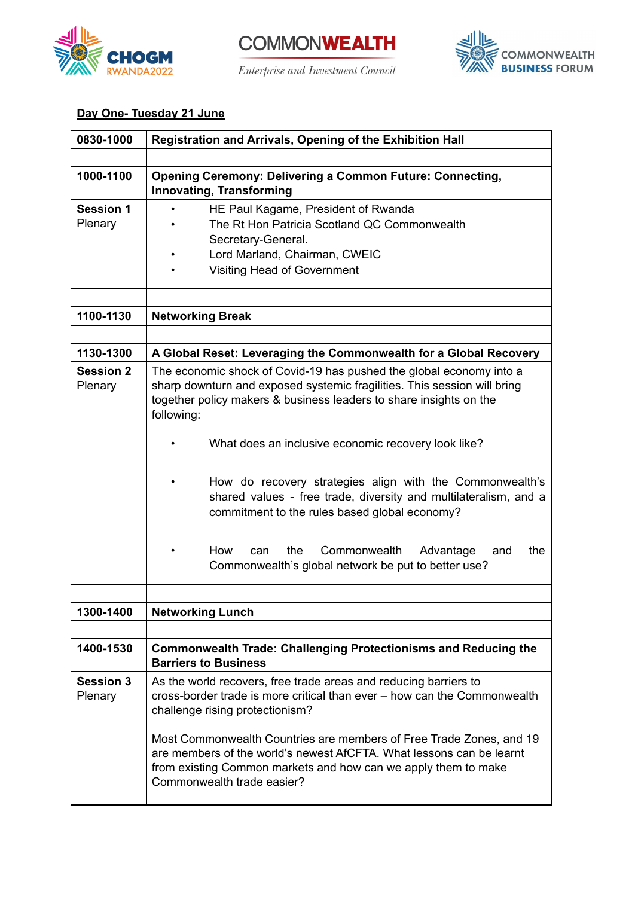**CHOGM RWANDA2022** | **COMMONWEALTH** *Enterprise and Investment Council* | **COMMONWEALTH BUSINESS FORUM**

**Day One- Tuesday 21 June**

| | |
|---|---|
| **0830-1000** | **Registration and Arrivals, Opening of the Exhibition Hall** |
| | |
| **1000-1100** | **Opening Ceremony: Delivering a Common Future: Connecting, Innovating, Transforming** |
| **Session 1** Plenary | • HE Paul Kagame, President of Rwanda<br>• The Rt Hon Patricia Scotland QC Commonwealth Secretary-General.<br>• Lord Marland, Chairman, CWEIC<br>• Visiting Head of Government |
| | |
| **1100-1130** | **Networking Break** |
| | |
| **1130-1300** | **A Global Reset: Leveraging the Commonwealth for a Global Recovery** |
| **Session 2** Plenary | The economic shock of Covid-19 has pushed the global economy into a sharp downturn and exposed systemic fragilities. This session will bring together policy makers & business leaders to share insights on the following:<br><br>• What does an inclusive economic recovery look like?<br><br>• How do recovery strategies align with the Commonwealth's shared values - free trade, diversity and multilateralism, and a commitment to the rules based global economy?<br><br>• How can the Commonwealth Advantage and the Commonwealth's global network be put to better use? |
| | |
| **1300-1400** | **Networking Lunch** |
| | |
| **1400-1530** | **Commonwealth Trade: Challenging Protectionisms and Reducing the Barriers to Business** |
| **Session 3** Plenary | As the world recovers, free trade areas and reducing barriers to cross-border trade is more critical than ever – how can the Commonwealth challenge rising protectionism?<br><br>Most Commonwealth Countries are members of Free Trade Zones, and 19 are members of the world's newest AfCFTA. What lessons can be learnt from existing Common markets and how can we apply them to make Commonwealth trade easier? |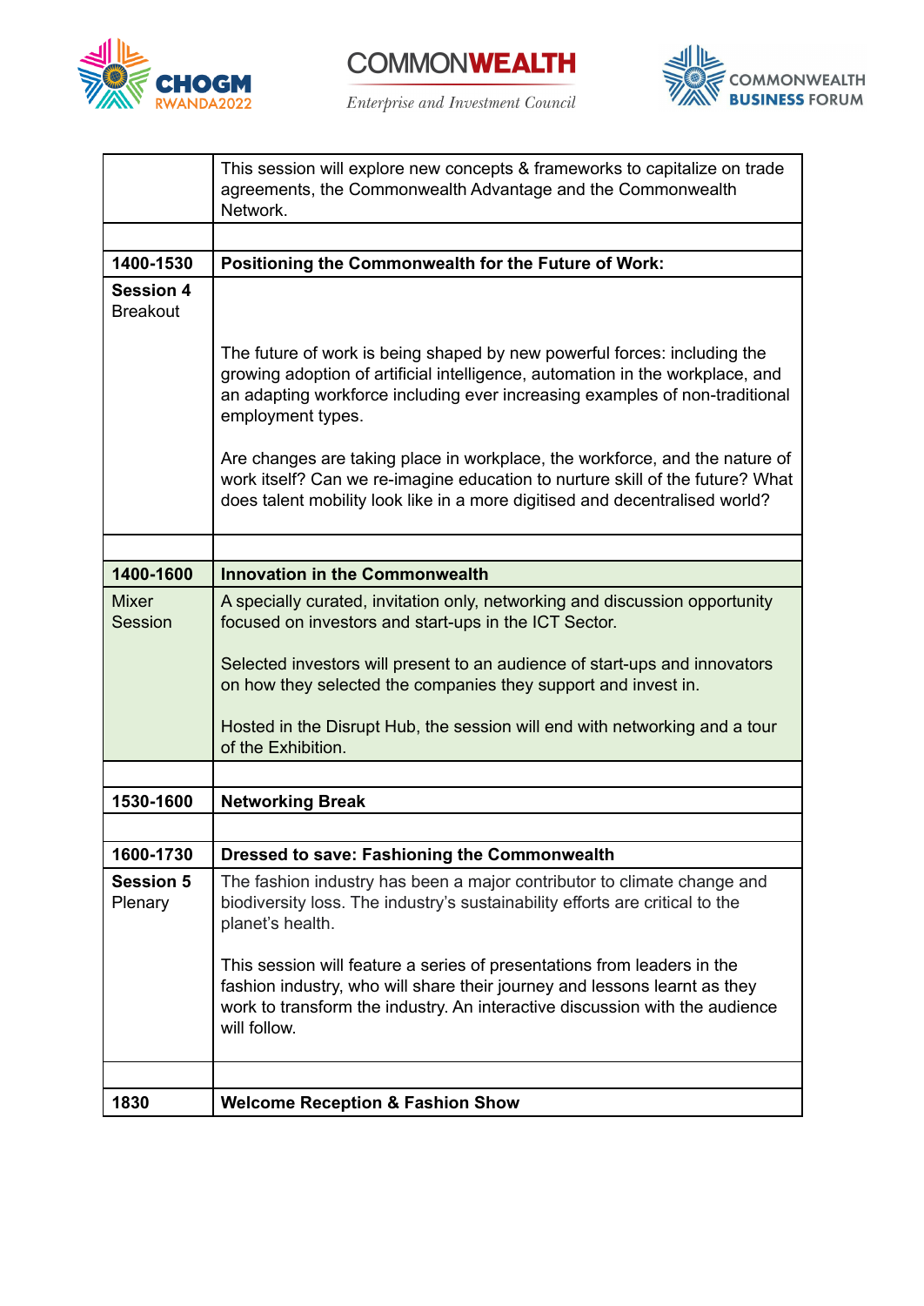| | |
|---|---|
| | This session will explore new concepts & frameworks to capitalize on trade agreements, the Commonwealth Advantage and the Commonwealth Network. |
| | |
| **1400-1530** | **Positioning the Commonwealth for the Future of Work:** |
| **Session 4** Breakout | The future of work is being shaped by new powerful forces: including the growing adoption of artificial intelligence, automation in the workplace, and an adapting workforce including ever increasing examples of non-traditional employment types.<br><br>Are changes are taking place in workplace, the workforce, and the nature of work itself? Can we re-imagine education to nurture skill of the future? What does talent mobility look like in a more digitised and decentralised world? |
| | |
| **1400-1600** | **Innovation in the Commonwealth** |
| Mixer Session | A specially curated, invitation only, networking and discussion opportunity focused on investors and start-ups in the ICT Sector.<br><br>Selected investors will present to an audience of start-ups and innovators on how they selected the companies they support and invest in.<br><br>Hosted in the Disrupt Hub, the session will end with networking and a tour of the Exhibition. |
| | |
| **1530-1600** | **Networking Break** |
| | |
| **1600-1730** | **Dressed to save: Fashioning the Commonwealth** |
| **Session 5** Plenary | The fashion industry has been a major contributor to climate change and biodiversity loss. The industry's sustainability efforts are critical to the planet's health.<br><br>This session will feature a series of presentations from leaders in the fashion industry, who will share their journey and lessons learnt as they work to transform the industry. An interactive discussion with the audience will follow. |
| | |
| **1830** | **Welcome Reception & Fashion Show** |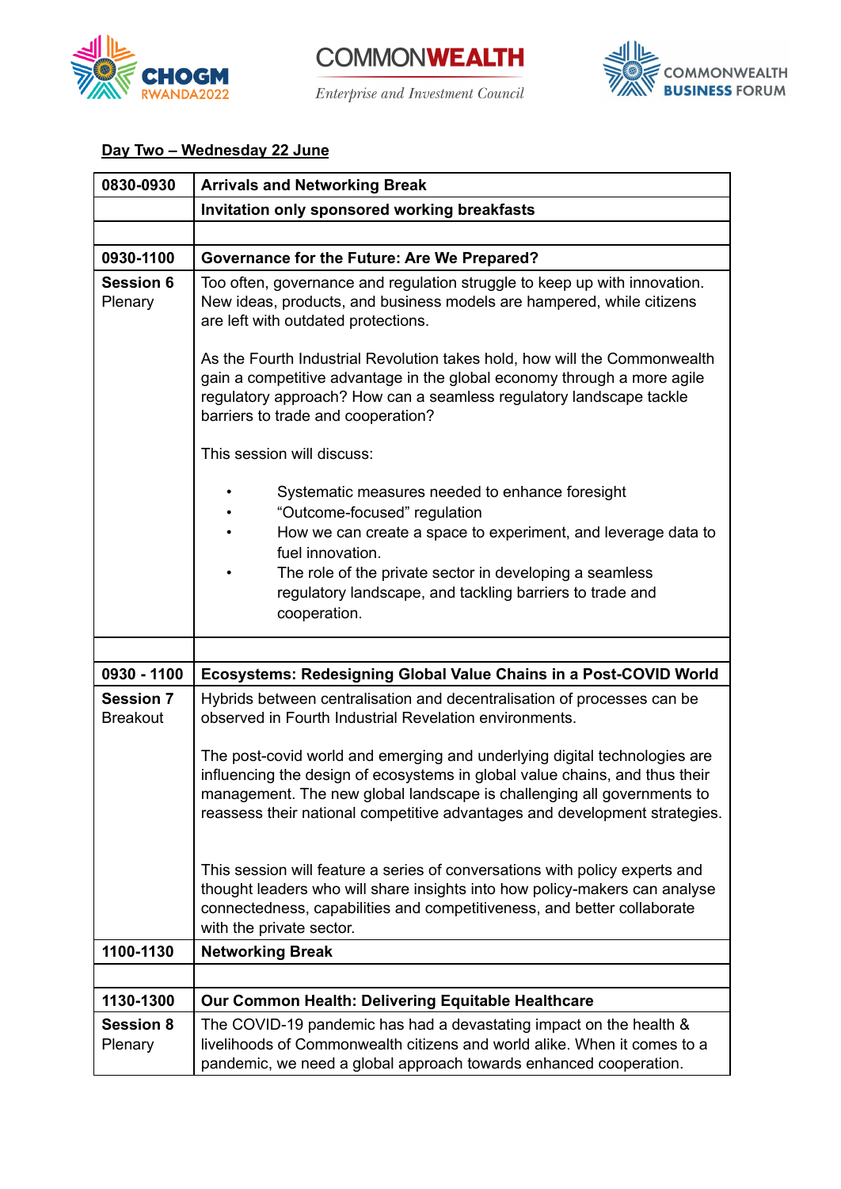**Day Two – Wednesday 22 June**

| 0830-0930 | Arrivals and Networking Break |
|---|---|
| | **Invitation only sponsored working breakfasts** |
| | |
| **0930-1100** | **Governance for the Future: Are We Prepared?** |
| **Session 6** Plenary | Too often, governance and regulation struggle to keep up with innovation. New ideas, products, and business models are hampered, while citizens are left with outdated protections.<br><br>As the Fourth Industrial Revolution takes hold, how will the Commonwealth gain a competitive advantage in the global economy through a more agile regulatory approach? How can a seamless regulatory landscape tackle barriers to trade and cooperation?<br><br>This session will discuss:<br><br>• Systematic measures needed to enhance foresight<br>• "Outcome-focused" regulation<br>• How we can create a space to experiment, and leverage data to fuel innovation.<br>• The role of the private sector in developing a seamless regulatory landscape, and tackling barriers to trade and cooperation. |
| | |
| **0930 - 1100** | **Ecosystems: Redesigning Global Value Chains in a Post-COVID World** |
| **Session 7** Breakout | Hybrids between centralisation and decentralisation of processes can be observed in Fourth Industrial Revelation environments.<br><br>The post-covid world and emerging and underlying digital technologies are influencing the design of ecosystems in global value chains, and thus their management. The new global landscape is challenging all governments to reassess their national competitive advantages and development strategies.<br><br>This session will feature a series of conversations with policy experts and thought leaders who will share insights into how policy-makers can analyse connectedness, capabilities and competitiveness, and better collaborate with the private sector. |
| **1100-1130** | **Networking Break** |
| | |
| **1130-1300** | **Our Common Health: Delivering Equitable Healthcare** |
| **Session 8** Plenary | The COVID-19 pandemic has had a devastating impact on the health & livelihoods of Commonwealth citizens and world alike. When it comes to a pandemic, we need a global approach towards enhanced cooperation. |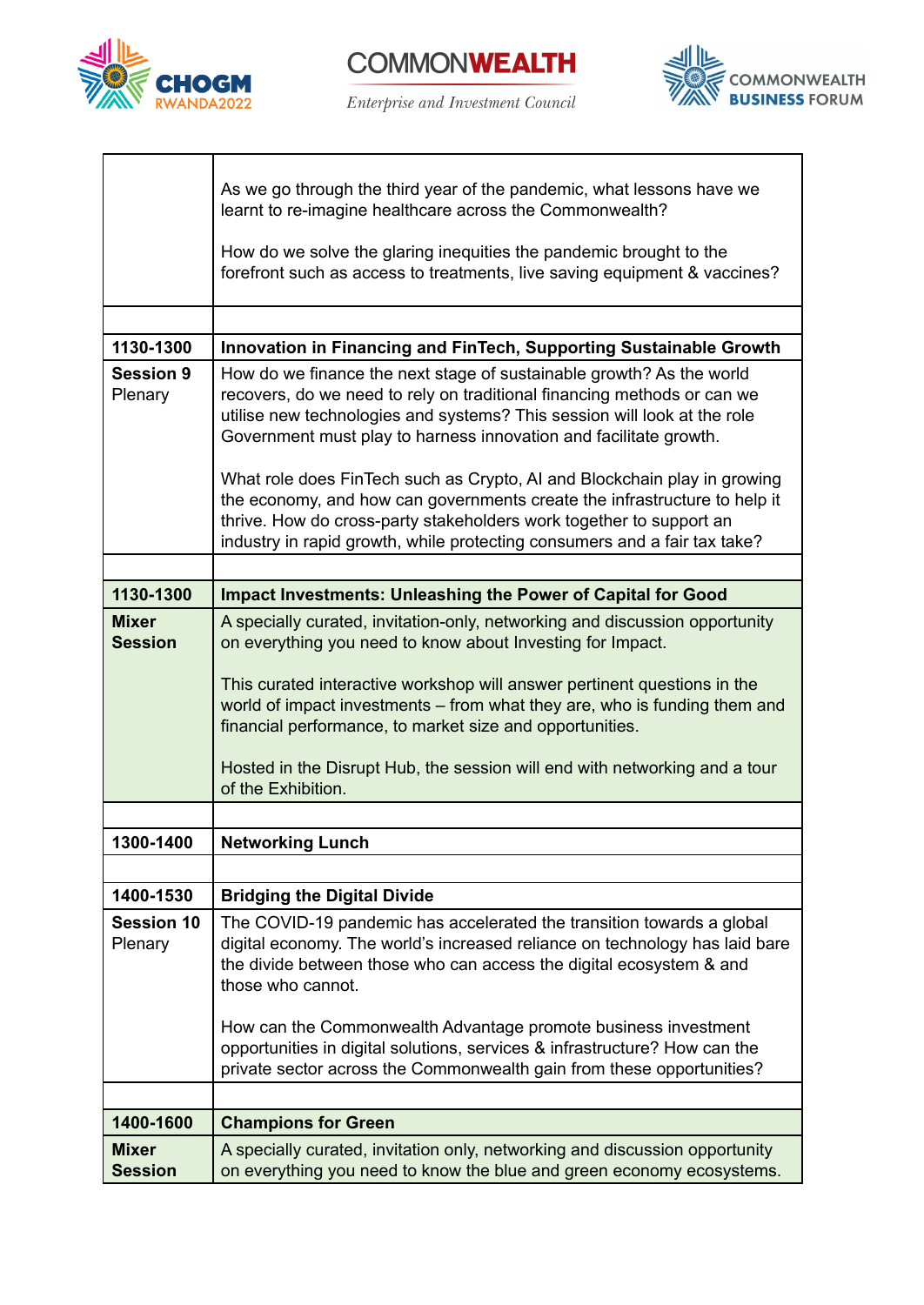|  |  |
|---|---|
|  | As we go through the third year of the pandemic, what lessons have we learnt to re-imagine healthcare across the Commonwealth?<br><br>How do we solve the glaring inequities the pandemic brought to the forefront such as access to treatments, live saving equipment & vaccines? |
|  |  |
| **1130-1300** | **Innovation in Financing and FinTech, Supporting Sustainable Growth** |
| **Session 9** Plenary | How do we finance the next stage of sustainable growth? As the world recovers, do we need to rely on traditional financing methods or can we utilise new technologies and systems? This session will look at the role Government must play to harness innovation and facilitate growth.<br><br>What role does FinTech such as Crypto, AI and Blockchain play in growing the economy, and how can governments create the infrastructure to help it thrive. How do cross-party stakeholders work together to support an industry in rapid growth, while protecting consumers and a fair tax take? |
|  |  |
| **1130-1300** | **Impact Investments: Unleashing the Power of Capital for Good** |
| **Mixer Session** | A specially curated, invitation-only, networking and discussion opportunity on everything you need to know about Investing for Impact.<br><br>This curated interactive workshop will answer pertinent questions in the world of impact investments – from what they are, who is funding them and financial performance, to market size and opportunities.<br><br>Hosted in the Disrupt Hub, the session will end with networking and a tour of the Exhibition. |
|  |  |
| **1300-1400** | **Networking Lunch** |
|  |  |
| **1400-1530** | **Bridging the Digital Divide** |
| **Session 10** Plenary | The COVID-19 pandemic has accelerated the transition towards a global digital economy. The world's increased reliance on technology has laid bare the divide between those who can access the digital ecosystem & and those who cannot.<br><br>How can the Commonwealth Advantage promote business investment opportunities in digital solutions, services & infrastructure? How can the private sector across the Commonwealth gain from these opportunities? |
|  |  |
| **1400-1600** | **Champions for Green** |
| **Mixer Session** | A specially curated, invitation only, networking and discussion opportunity on everything you need to know the blue and green economy ecosystems. |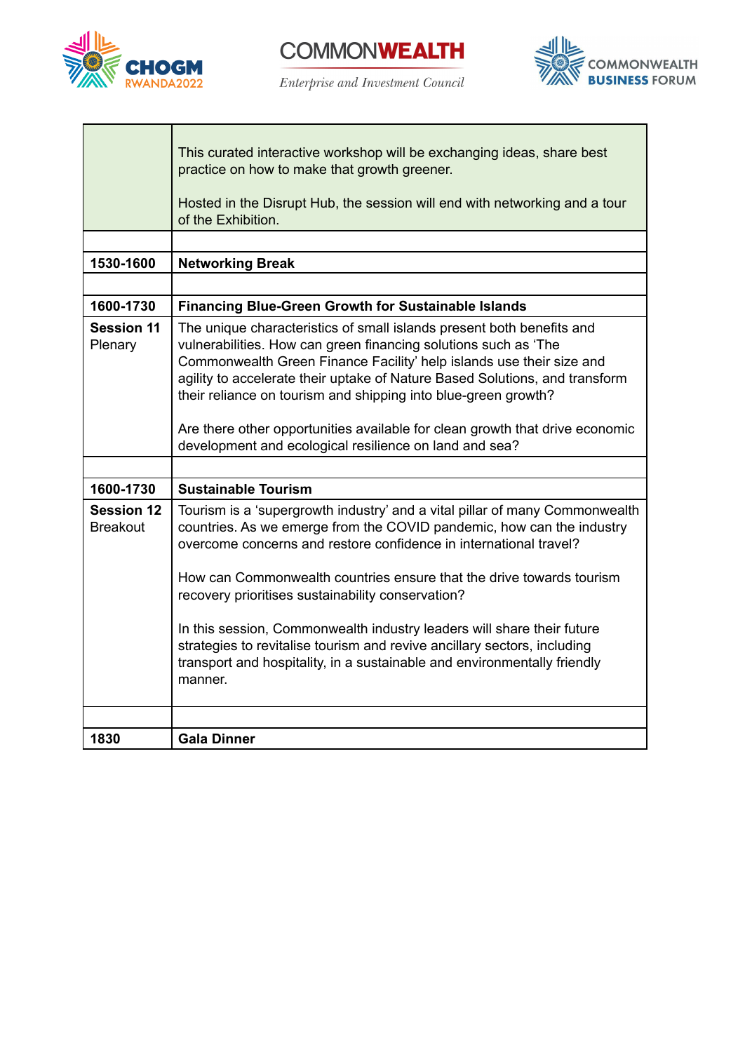| | |
|---|---|
| | This curated interactive workshop will be exchanging ideas, share best practice on how to make that growth greener.<br><br>Hosted in the Disrupt Hub, the session will end with networking and a tour of the Exhibition. |
| | |
| **1530-1600** | **Networking Break** |
| | |
| **1600-1730** | **Financing Blue-Green Growth for Sustainable Islands** |
| **Session 11** Plenary | The unique characteristics of small islands present both benefits and vulnerabilities. How can green financing solutions such as 'The Commonwealth Green Finance Facility' help islands use their size and agility to accelerate their uptake of Nature Based Solutions, and transform their reliance on tourism and shipping into blue-green growth?<br><br>Are there other opportunities available for clean growth that drive economic development and ecological resilience on land and sea? |
| | |
| **1600-1730** | **Sustainable Tourism** |
| **Session 12** Breakout | Tourism is a 'supergrowth industry' and a vital pillar of many Commonwealth countries. As we emerge from the COVID pandemic, how can the industry overcome concerns and restore confidence in international travel?<br><br>How can Commonwealth countries ensure that the drive towards tourism recovery prioritises sustainability conservation?<br><br>In this session, Commonwealth industry leaders will share their future strategies to revitalise tourism and revive ancillary sectors, including transport and hospitality, in a sustainable and environmentally friendly manner. |
| | |
| **1830** | **Gala Dinner** |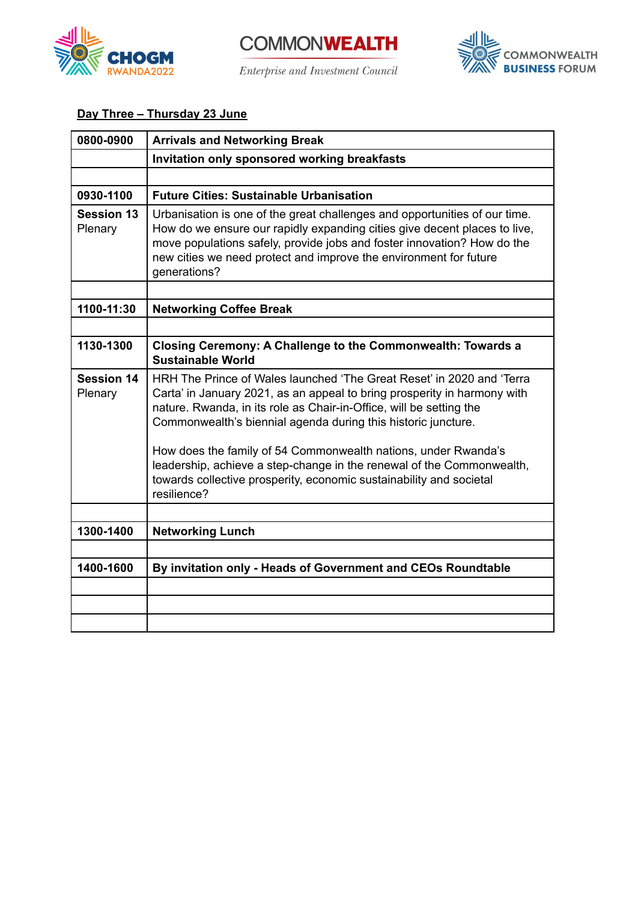**Day Three – Thursday 23 June**

| | |
|---|---|
| **0800-0900** | **Arrivals and Networking Break** |
| | **Invitation only sponsored working breakfasts** |
| | |
| **0930-1100** | **Future Cities: Sustainable Urbanisation** |
| **Session 13** Plenary | Urbanisation is one of the great challenges and opportunities of our time. How do we ensure our rapidly expanding cities give decent places to live, move populations safely, provide jobs and foster innovation? How do the new cities we need protect and improve the environment for future generations? |
| | |
| **1100-11:30** | **Networking Coffee Break** |
| | |
| **1130-1300** | **Closing Ceremony: A Challenge to the Commonwealth: Towards a Sustainable World** |
| **Session 14** Plenary | HRH The Prince of Wales launched 'The Great Reset' in 2020 and 'Terra Carta' in January 2021, as an appeal to bring prosperity in harmony with nature. Rwanda, in its role as Chair-in-Office, will be setting the Commonwealth's biennial agenda during this historic juncture.<br><br>How does the family of 54 Commonwealth nations, under Rwanda's leadership, achieve a step-change in the renewal of the Commonwealth, towards collective prosperity, economic sustainability and societal resilience? |
| | |
| **1300-1400** | **Networking Lunch** |
| | |
| **1400-1600** | **By invitation only - Heads of Government and CEOs Roundtable** |
| | |
| | |
| | |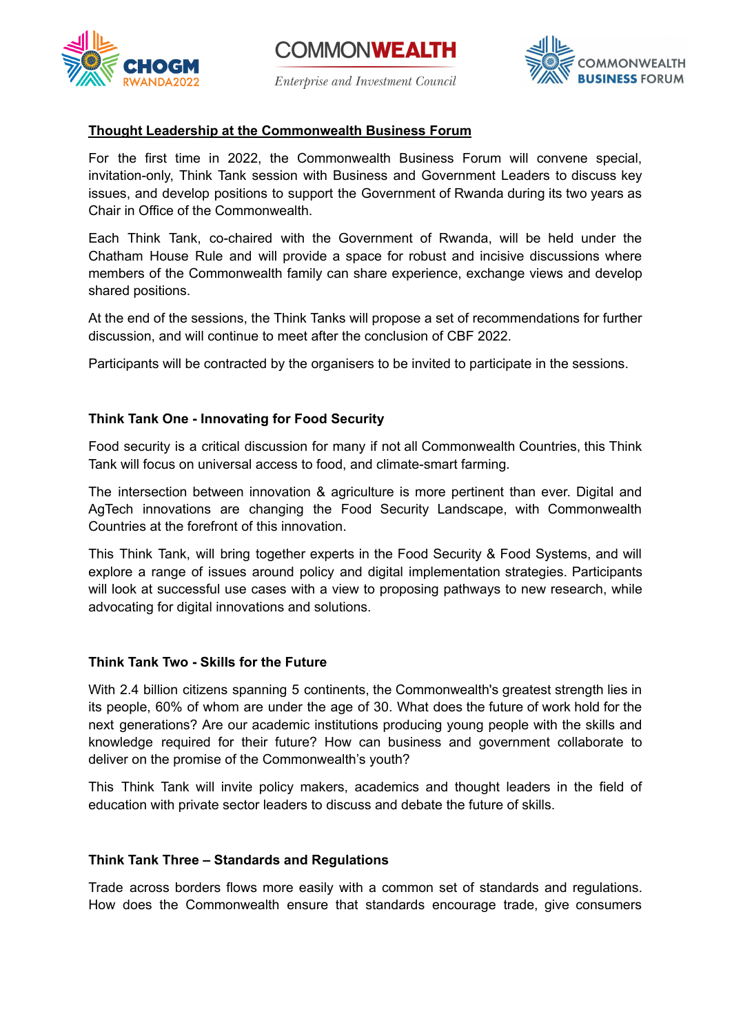**Thought Leadership at the Commonwealth Business Forum**

For the first time in 2022, the Commonwealth Business Forum will convene special, invitation-only, Think Tank session with Business and Government Leaders to discuss key issues, and develop positions to support the Government of Rwanda during its two years as Chair in Office of the Commonwealth.

Each Think Tank, co-chaired with the Government of Rwanda, will be held under the Chatham House Rule and will provide a space for robust and incisive discussions where members of the Commonwealth family can share experience, exchange views and develop shared positions.

At the end of the sessions, the Think Tanks will propose a set of recommendations for further discussion, and will continue to meet after the conclusion of CBF 2022.

Participants will be contracted by the organisers to be invited to participate in the sessions.

**Think Tank One - Innovating for Food Security**

Food security is a critical discussion for many if not all Commonwealth Countries, this Think Tank will focus on universal access to food, and climate-smart farming.

The intersection between innovation & agriculture is more pertinent than ever. Digital and AgTech innovations are changing the Food Security Landscape, with Commonwealth Countries at the forefront of this innovation.

This Think Tank, will bring together experts in the Food Security & Food Systems, and will explore a range of issues around policy and digital implementation strategies. Participants will look at successful use cases with a view to proposing pathways to new research, while advocating for digital innovations and solutions.

**Think Tank Two - Skills for the Future**

With 2.4 billion citizens spanning 5 continents, the Commonwealth's greatest strength lies in its people, 60% of whom are under the age of 30. What does the future of work hold for the next generations? Are our academic institutions producing young people with the skills and knowledge required for their future? How can business and government collaborate to deliver on the promise of the Commonwealth's youth?

This Think Tank will invite policy makers, academics and thought leaders in the field of education with private sector leaders to discuss and debate the future of skills.

**Think Tank Three – Standards and Regulations**

Trade across borders flows more easily with a common set of standards and regulations. How does the Commonwealth ensure that standards encourage trade, give consumers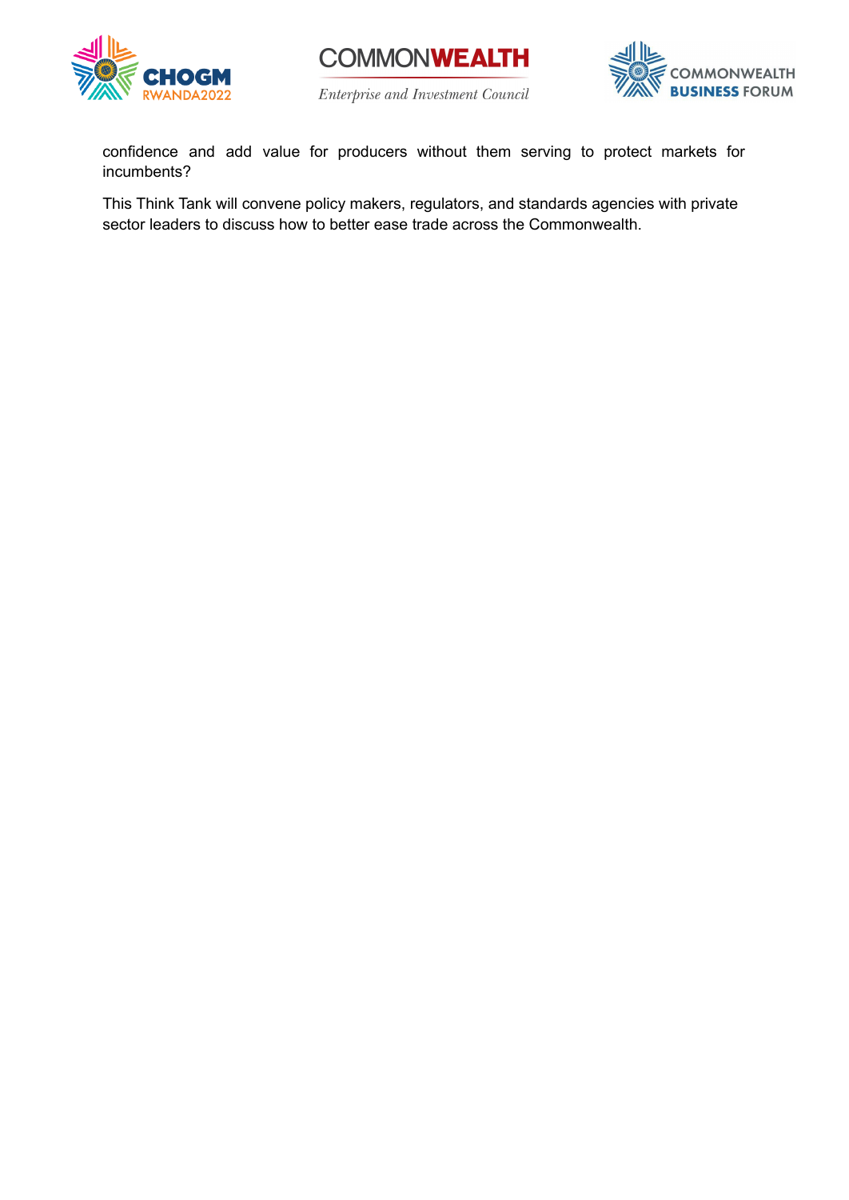confidence and add value for producers without them serving to protect markets for incumbents?

This Think Tank will convene policy makers, regulators, and standards agencies with private sector leaders to discuss how to better ease trade across the Commonwealth.